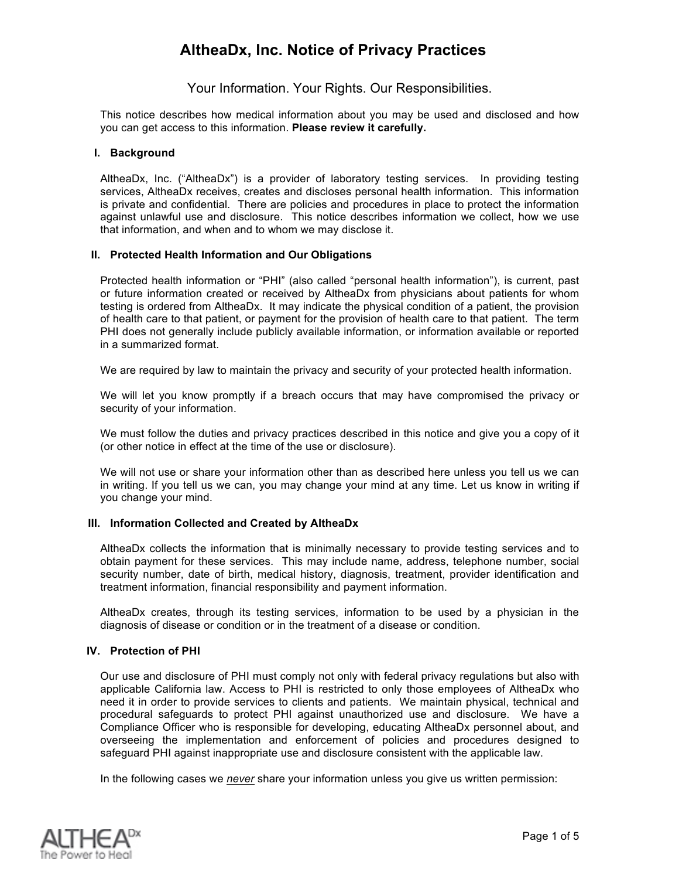# AltheaDx, Inc. Notice of Privacy Practices

Your Information. Your Rights. Our Responsibilities.

This notice describes how medical information about you may be used and disclosed and how you can get access to this information. **Please review it carefully.**

## I. Background

AltheaDx, Inc. ("AltheaDx") is a provider of laboratory testing services. In providing testing services, AltheaDx receives, creates and discloses personal health information. This information is private and confidential. There are policies and procedures in place to protect the information against unlawful use and disclosure. This notice describes information we collect, how we use that information, and when and to whom we may disclose it.

## II. Protected Health Information and Our Obligations

Protected health information or "PHI" (also called "personal health information"), is current, past or future information created or received by AltheaDx from physicians about patients for whom testing is ordered from AltheaDx. It may indicate the physical condition of a patient, the provision of health care to that patient, or payment for the provision of health care to that patient. The term PHI does not generally include publicly available information, or information available or reported in a summarized format.

We are required by law to maintain the privacy and security of your protected health information.

We will let you know promptly if a breach occurs that may have compromised the privacy or security of your information.

We must follow the duties and privacy practices described in this notice and give you a copy of it (or other notice in effect at the time of the use or disclosure).

We will not use or share your information other than as described here unless you tell us we can in writing. If you tell us we can, you may change your mind at any time. Let us know in writing if you change your mind.

## III. Information Collected and Created by AltheaDx

AltheaDx collects the information that is minimally necessary to provide testing services and to obtain payment for these services. This may include name, address, telephone number, social security number, date of birth, medical history, diagnosis, treatment, provider identification and treatment information, financial responsibility and payment information.

AltheaDx creates, through its testing services, information to be used by a physician in the diagnosis of disease or condition or in the treatment of a disease or condition.

## IV. Protection of PHI

Our use and disclosure of PHI must comply not only with federal privacy regulations but also with applicable California law. Access to PHI is restricted to only those employees of AltheaDx who need it in order to provide services to clients and patients. We maintain physical, technical and procedural safeguards to protect PHI against unauthorized use and disclosure. We have a Compliance Officer who is responsible for developing, educating AltheaDx personnel about, and overseeing the implementation and enforcement of policies and procedures designed to safeguard PHI against inappropriate use and disclosure consistent with the applicable law.

In the following cases we ***never*** share your information unless you give us written permission: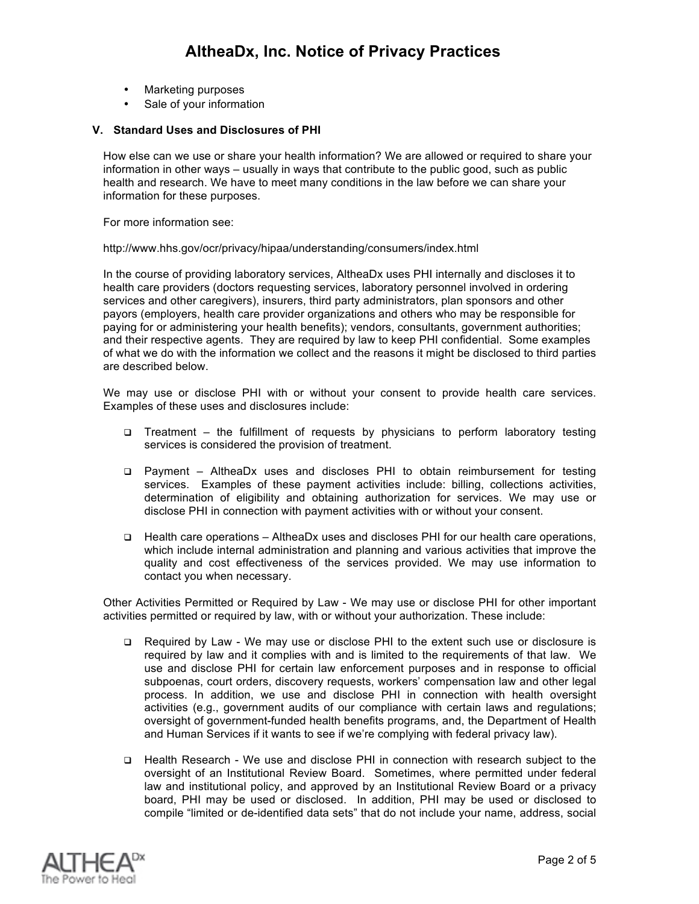- Marketing purposes
- Sale of your information

### V. Standard Uses and Disclosures of PHI

How else can we use or share your health information? We are allowed or required to share your information in other ways – usually in ways that contribute to the public good, such as public health and research. We have to meet many conditions in the law before we can share your information for these purposes.

For more information see:

http://www.hhs.gov/ocr/privacy/hipaa/understanding/consumers/index.html

In the course of providing laboratory services, AltheaDx uses PHI internally and discloses it to health care providers (doctors requesting services, laboratory personnel involved in ordering services and other caregivers), insurers, third party administrators, plan sponsors and other payors (employers, health care provider organizations and others who may be responsible for paying for or administering your health benefits); vendors, consultants, government authorities; and their respective agents. They are required by law to keep PHI confidential. Some examples of what we do with the information we collect and the reasons it might be disclosed to third parties are described below.

We may use or disclose PHI with or without your consent to provide health care services. Examples of these uses and disclosures include:

- Treatment – the fulfillment of requests by physicians to perform laboratory testing services is considered the provision of treatment.
- Payment – AltheaDx uses and discloses PHI to obtain reimbursement for testing services. Examples of these payment activities include: billing, collections activities, determination of eligibility and obtaining authorization for services. We may use or disclose PHI in connection with payment activities with or without your consent.
- Health care operations – AltheaDx uses and discloses PHI for our health care operations, which include internal administration and planning and various activities that improve the quality and cost effectiveness of the services provided. We may use information to contact you when necessary.

Other Activities Permitted or Required by Law - We may use or disclose PHI for other important activities permitted or required by law, with or without your authorization. These include:

- Required by Law - We may use or disclose PHI to the extent such use or disclosure is required by law and it complies with and is limited to the requirements of that law. We use and disclose PHI for certain law enforcement purposes and in response to official subpoenas, court orders, discovery requests, workers' compensation law and other legal process. In addition, we use and disclose PHI in connection with health oversight activities (e.g., government audits of our compliance with certain laws and regulations; oversight of government-funded health benefits programs, and, the Department of Health and Human Services if it wants to see if we're complying with federal privacy law).
- Health Research - We use and disclose PHI in connection with research subject to the oversight of an Institutional Review Board. Sometimes, where permitted under federal law and institutional policy, and approved by an Institutional Review Board or a privacy board, PHI may be used or disclosed. In addition, PHI may be used or disclosed to compile "limited or de-identified data sets" that do not include your name, address, social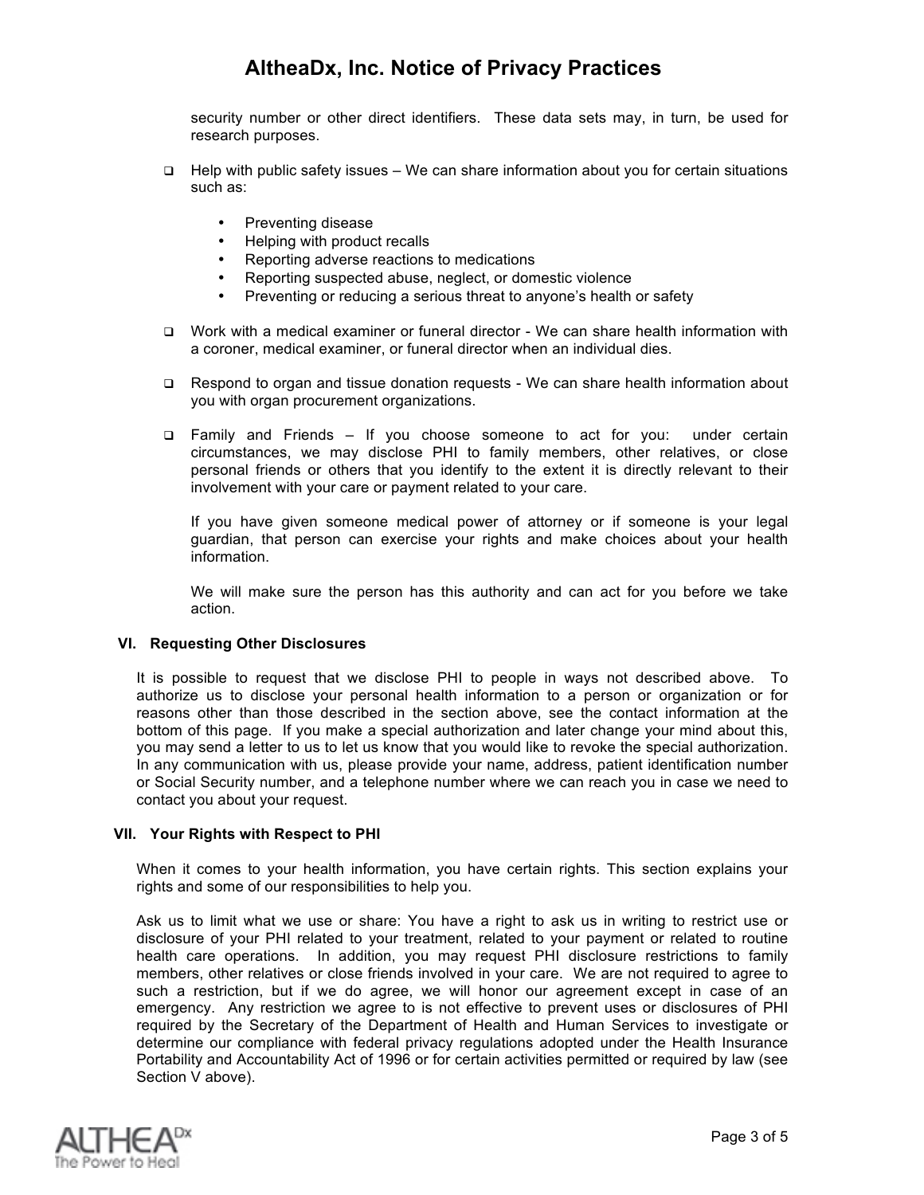security number or other direct identifiers. These data sets may, in turn, be used for research purposes.

- Help with public safety issues – We can share information about you for certain situations such as:
  - Preventing disease
  - Helping with product recalls
  - Reporting adverse reactions to medications
  - Reporting suspected abuse, neglect, or domestic violence
  - Preventing or reducing a serious threat to anyone's health or safety

- Work with a medical examiner or funeral director - We can share health information with a coroner, medical examiner, or funeral director when an individual dies.

- Respond to organ and tissue donation requests - We can share health information about you with organ procurement organizations.

- Family and Friends – If you choose someone to act for you: under certain circumstances, we may disclose PHI to family members, other relatives, or close personal friends or others that you identify to the extent it is directly relevant to their involvement with your care or payment related to your care.

  If you have given someone medical power of attorney or if someone is your legal guardian, that person can exercise your rights and make choices about your health information.

  We will make sure the person has this authority and can act for you before we take action.

### VI. Requesting Other Disclosures

It is possible to request that we disclose PHI to people in ways not described above. To authorize us to disclose your personal health information to a person or organization or for reasons other than those described in the section above, see the contact information at the bottom of this page. If you make a special authorization and later change your mind about this, you may send a letter to us to let us know that you would like to revoke the special authorization. In any communication with us, please provide your name, address, patient identification number or Social Security number, and a telephone number where we can reach you in case we need to contact you about your request.

### VII. Your Rights with Respect to PHI

When it comes to your health information, you have certain rights. This section explains your rights and some of our responsibilities to help you.

Ask us to limit what we use or share: You have a right to ask us in writing to restrict use or disclosure of your PHI related to your treatment, related to your payment or related to routine health care operations. In addition, you may request PHI disclosure restrictions to family members, other relatives or close friends involved in your care. We are not required to agree to such a restriction, but if we do agree, we will honor our agreement except in case of an emergency. Any restriction we agree to is not effective to prevent uses or disclosures of PHI required by the Secretary of the Department of Health and Human Services to investigate or determine our compliance with federal privacy regulations adopted under the Health Insurance Portability and Accountability Act of 1996 or for certain activities permitted or required by law (see Section V above).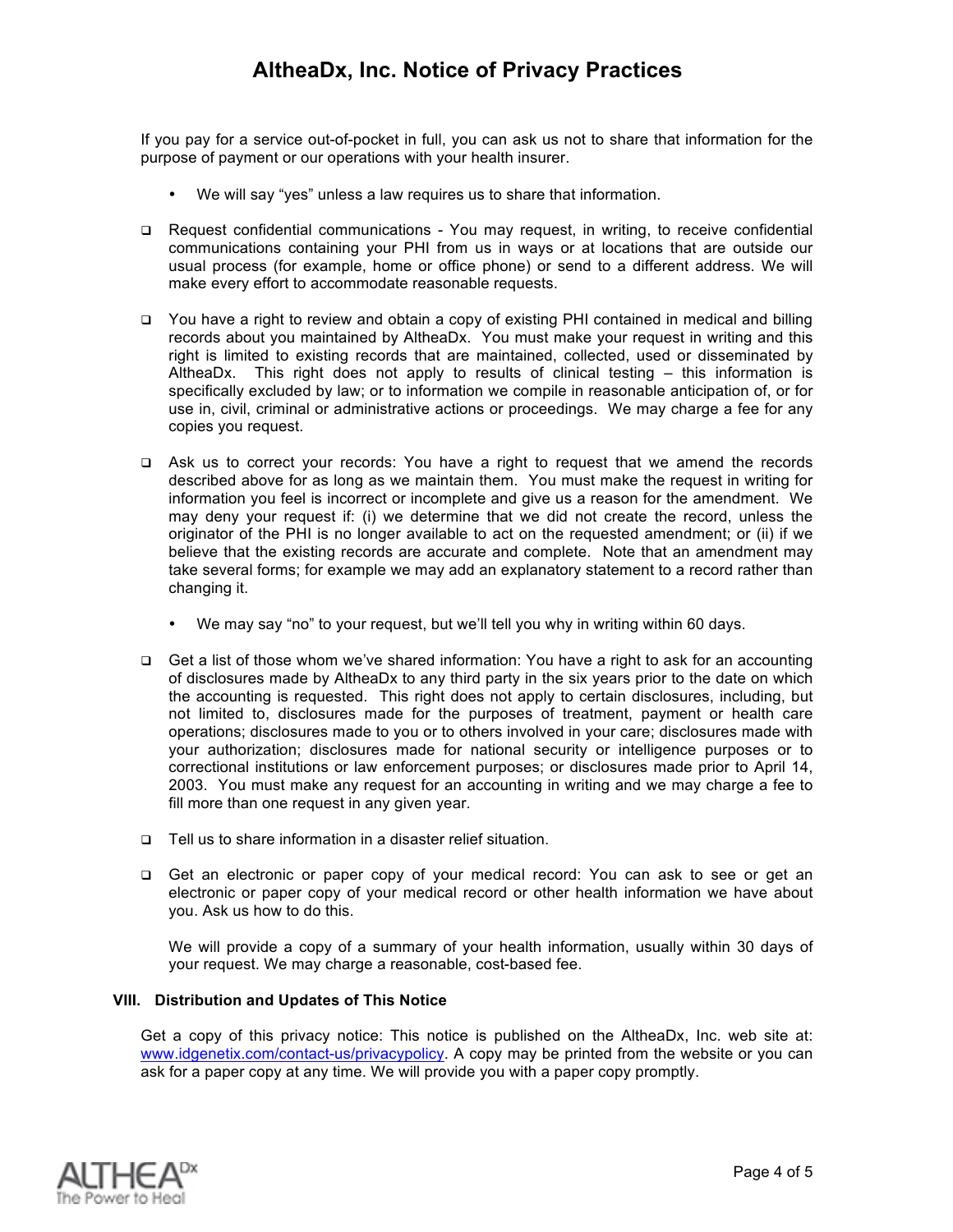If you pay for a service out-of-pocket in full, you can ask us not to share that information for the purpose of payment or our operations with your health insurer.

- We will say "yes" unless a law requires us to share that information.

- Request confidential communications - You may request, in writing, to receive confidential communications containing your PHI from us in ways or at locations that are outside our usual process (for example, home or office phone) or send to a different address. We will make every effort to accommodate reasonable requests.

- You have a right to review and obtain a copy of existing PHI contained in medical and billing records about you maintained by AltheaDx. You must make your request in writing and this right is limited to existing records that are maintained, collected, used or disseminated by AltheaDx. This right does not apply to results of clinical testing – this information is specifically excluded by law; or to information we compile in reasonable anticipation of, or for use in, civil, criminal or administrative actions or proceedings. We may charge a fee for any copies you request.

- Ask us to correct your records: You have a right to request that we amend the records described above for as long as we maintain them. You must make the request in writing for information you feel is incorrect or incomplete and give us a reason for the amendment. We may deny your request if: (i) we determine that we did not create the record, unless the originator of the PHI is no longer available to act on the requested amendment; or (ii) if we believe that the existing records are accurate and complete. Note that an amendment may take several forms; for example we may add an explanatory statement to a record rather than changing it.

  - We may say "no" to your request, but we'll tell you why in writing within 60 days.

- Get a list of those whom we've shared information: You have a right to ask for an accounting of disclosures made by AltheaDx to any third party in the six years prior to the date on which the accounting is requested. This right does not apply to certain disclosures, including, but not limited to, disclosures made for the purposes of treatment, payment or health care operations; disclosures made to you or to others involved in your care; disclosures made with your authorization; disclosures made for national security or intelligence purposes or to correctional institutions or law enforcement purposes; or disclosures made prior to April 14, 2003. You must make any request for an accounting in writing and we may charge a fee to fill more than one request in any given year.

- Tell us to share information in a disaster relief situation.

- Get an electronic or paper copy of your medical record: You can ask to see or get an electronic or paper copy of your medical record or other health information we have about you. Ask us how to do this.

  We will provide a copy of a summary of your health information, usually within 30 days of your request. We may charge a reasonable, cost-based fee.

## VIII. Distribution and Updates of This Notice

Get a copy of this privacy notice: This notice is published on the AltheaDx, Inc. web site at: www.idgenetix.com/contact-us/privacypolicy. A copy may be printed from the website or you can ask for a paper copy at any time. We will provide you with a paper copy promptly.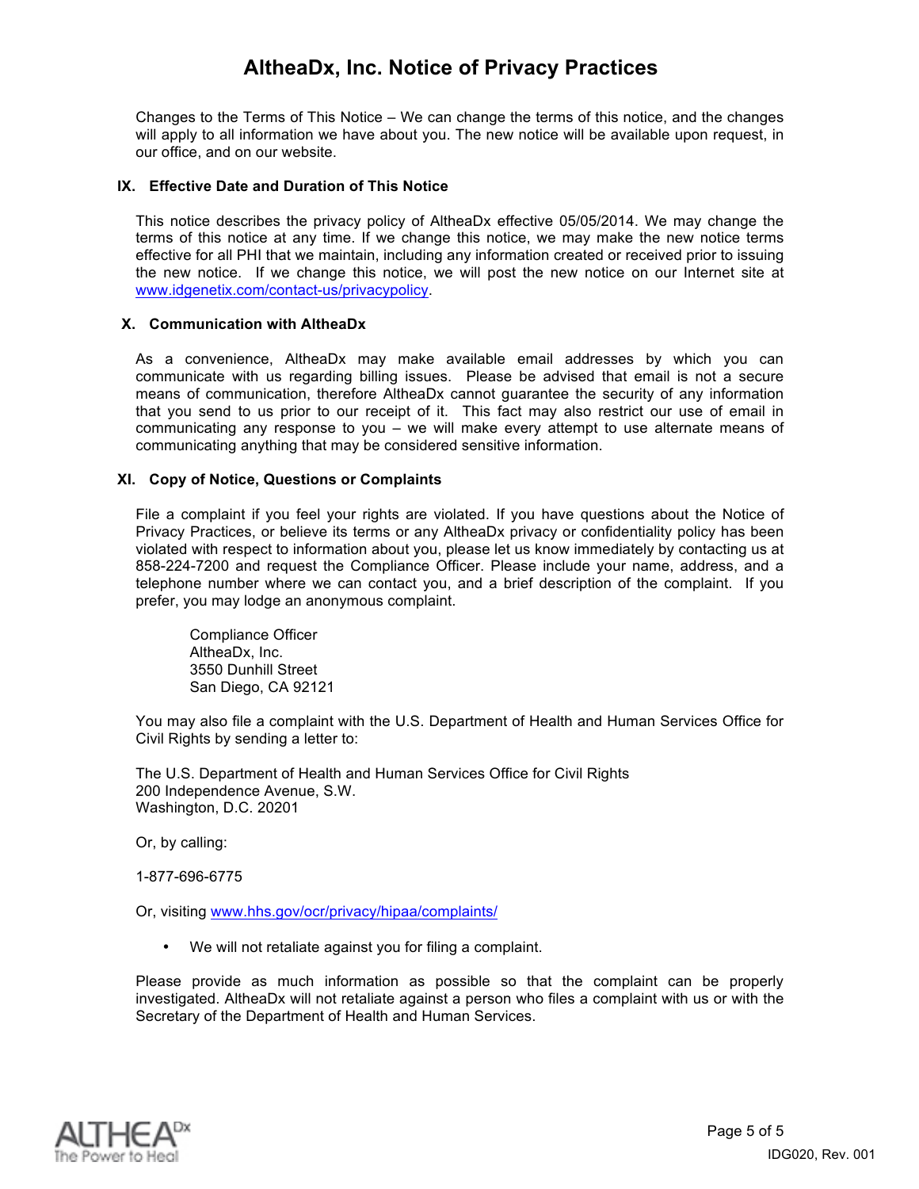Changes to the Terms of This Notice – We can change the terms of this notice, and the changes will apply to all information we have about you. The new notice will be available upon request, in our office, and on our website.

## IX. Effective Date and Duration of This Notice

This notice describes the privacy policy of AltheaDx effective 05/05/2014. We may change the terms of this notice at any time. If we change this notice, we may make the new notice terms effective for all PHI that we maintain, including any information created or received prior to issuing the new notice. If we change this notice, we will post the new notice on our Internet site at www.idgenetix.com/contact-us/privacypolicy.

## X. Communication with AltheaDx

As a convenience, AltheaDx may make available email addresses by which you can communicate with us regarding billing issues. Please be advised that email is not a secure means of communication, therefore AltheaDx cannot guarantee the security of any information that you send to us prior to our receipt of it. This fact may also restrict our use of email in communicating any response to you – we will make every attempt to use alternate means of communicating anything that may be considered sensitive information.

## XI. Copy of Notice, Questions or Complaints

File a complaint if you feel your rights are violated. If you have questions about the Notice of Privacy Practices, or believe its terms or any AltheaDx privacy or confidentiality policy has been violated with respect to information about you, please let us know immediately by contacting us at 858-224-7200 and request the Compliance Officer. Please include your name, address, and a telephone number where we can contact you, and a brief description of the complaint. If you prefer, you may lodge an anonymous complaint.

Compliance Officer
AltheaDx, Inc.
3550 Dunhill Street
San Diego, CA 92121

You may also file a complaint with the U.S. Department of Health and Human Services Office for Civil Rights by sending a letter to:

The U.S. Department of Health and Human Services Office for Civil Rights
200 Independence Avenue, S.W.
Washington, D.C. 20201

Or, by calling:

1-877-696-6775

Or, visiting www.hhs.gov/ocr/privacy/hipaa/complaints/

- We will not retaliate against you for filing a complaint.

Please provide as much information as possible so that the complaint can be properly investigated. AltheaDx will not retaliate against a person who files a complaint with us or with the Secretary of the Department of Health and Human Services.

IDG020, Rev. 001